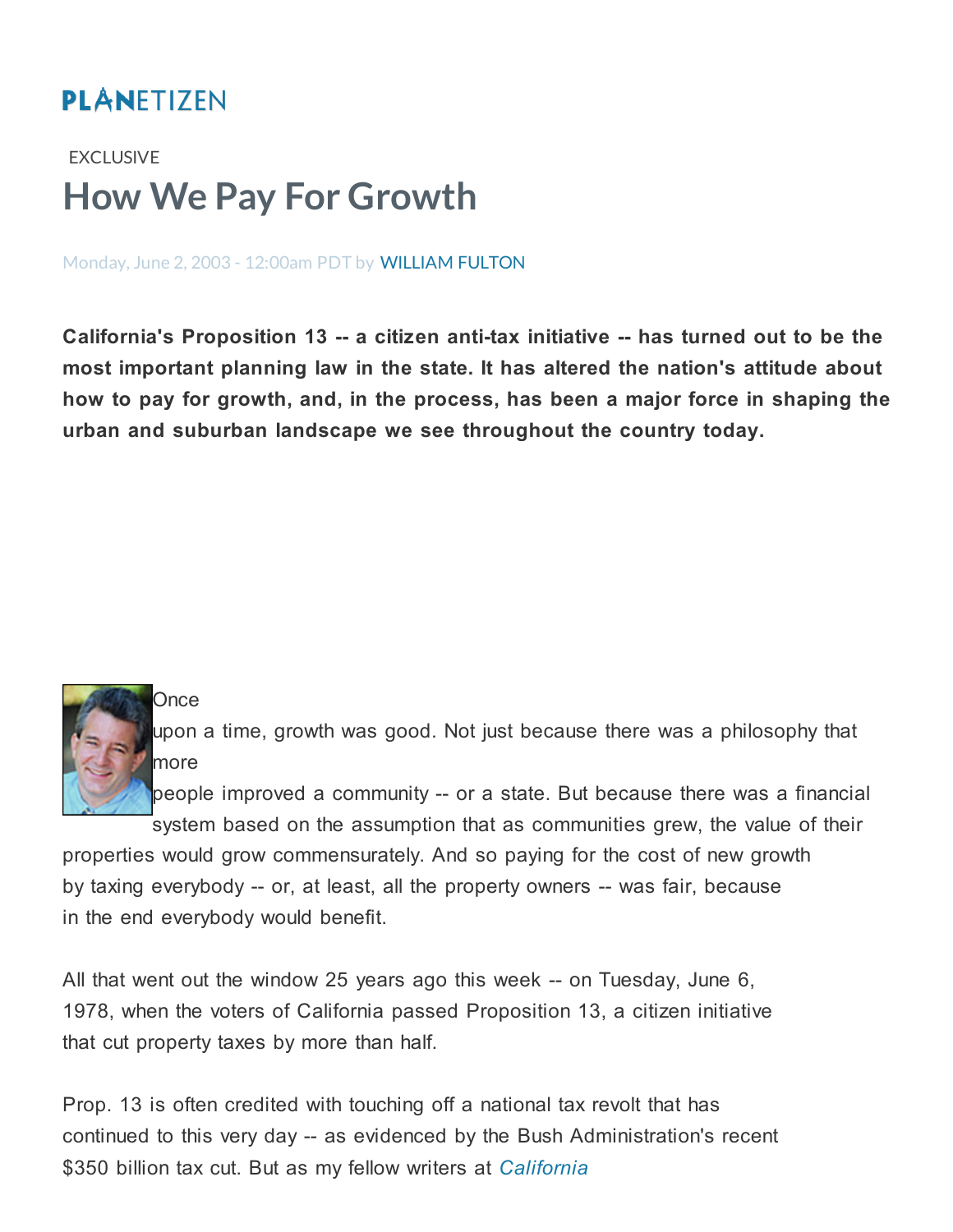PLANETIZEN

EXCLUSIVE

# How We Pay For Growth

Monday, June 2, 2003 - 12:00am PDT by WILLIAM FULTON

**California's Proposition 13 -- a citizen anti-tax initiative -- has turned out to be the most important planning law in the state. It has altered the nation's attitude about how to pay for growth, and, in the process, has been a major force in shaping the urban and suburban landscape we see throughout the country today.**

Once upon a time, growth was good. Not just because there was a philosophy that more people improved a community -- or a state. But because there was a financial system based on the assumption that as communities grew, the value of their properties would grow commensurately. And so paying for the cost of new growth by taxing everybody -- or, at least, all the property owners -- was fair, because in the end everybody would benefit.

All that went out the window 25 years ago this week -- on Tuesday, June 6, 1978, when the voters of California passed Proposition 13, a citizen initiative that cut property taxes by more than half.

Prop. 13 is often credited with touching off a national tax revolt that has continued to this very day -- as evidenced by the Bush Administration's recent $350 billion tax cut. But as my fellow writers at *California*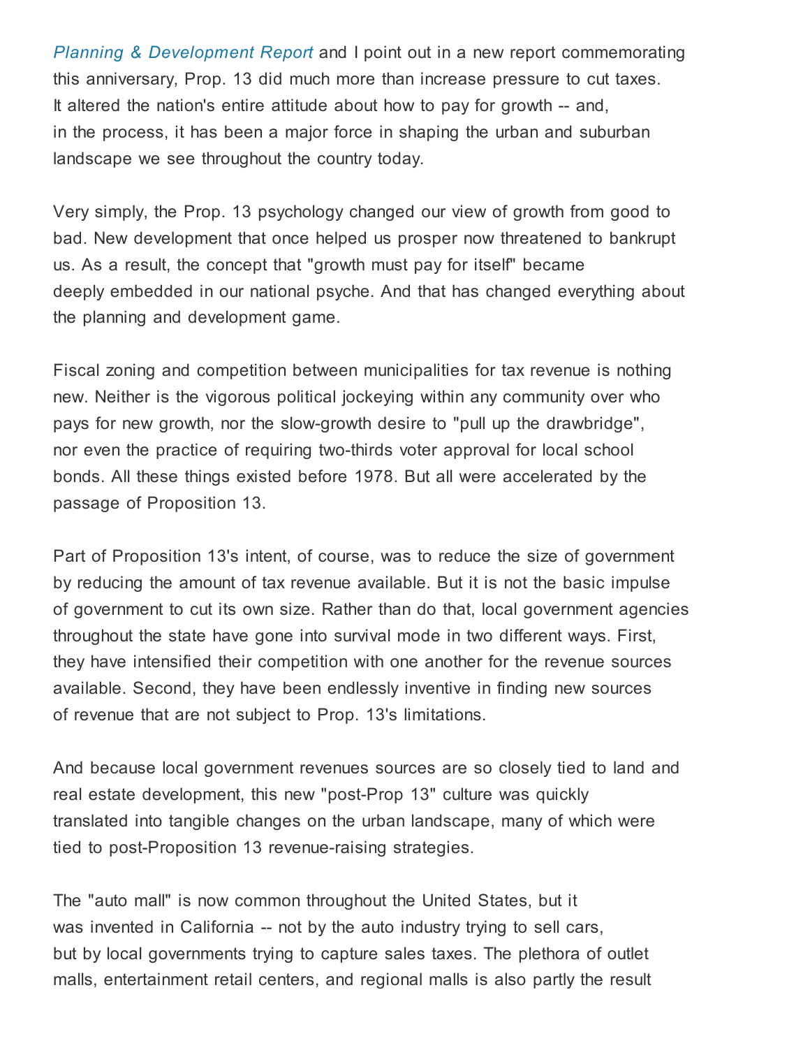*Planning & Development Report* and I point out in a new report commemorating this anniversary, Prop. 13 did much more than increase pressure to cut taxes. It altered the nation's entire attitude about how to pay for growth -- and, in the process, it has been a major force in shaping the urban and suburban landscape we see throughout the country today.

Very simply, the Prop. 13 psychology changed our view of growth from good to bad. New development that once helped us prosper now threatened to bankrupt us. As a result, the concept that "growth must pay for itself" became deeply embedded in our national psyche. And that has changed everything about the planning and development game.

Fiscal zoning and competition between municipalities for tax revenue is nothing new. Neither is the vigorous political jockeying within any community over who pays for new growth, nor the slow-growth desire to "pull up the drawbridge", nor even the practice of requiring two-thirds voter approval for local school bonds. All these things existed before 1978. But all were accelerated by the passage of Proposition 13.

Part of Proposition 13's intent, of course, was to reduce the size of government by reducing the amount of tax revenue available. But it is not the basic impulse of government to cut its own size. Rather than do that, local government agencies throughout the state have gone into survival mode in two different ways. First, they have intensified their competition with one another for the revenue sources available. Second, they have been endlessly inventive in finding new sources of revenue that are not subject to Prop. 13's limitations.

And because local government revenues sources are so closely tied to land and real estate development, this new "post-Prop 13" culture was quickly translated into tangible changes on the urban landscape, many of which were tied to post-Proposition 13 revenue-raising strategies.

The "auto mall" is now common throughout the United States, but it was invented in California -- not by the auto industry trying to sell cars, but by local governments trying to capture sales taxes. The plethora of outlet malls, entertainment retail centers, and regional malls is also partly the result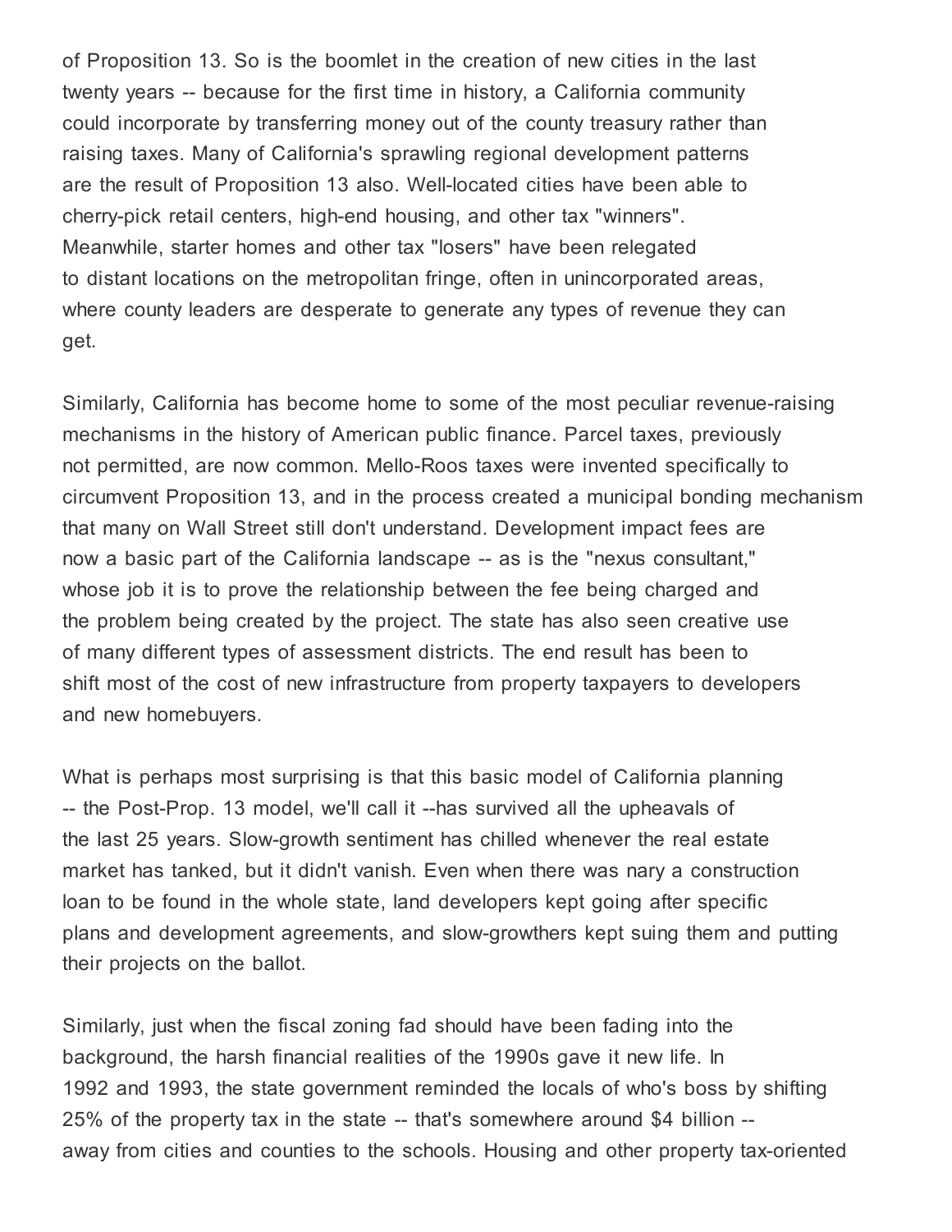of Proposition 13. So is the boomlet in the creation of new cities in the last twenty years -- because for the first time in history, a California community could incorporate by transferring money out of the county treasury rather than raising taxes. Many of California's sprawling regional development patterns are the result of Proposition 13 also. Well-located cities have been able to cherry-pick retail centers, high-end housing, and other tax "winners". Meanwhile, starter homes and other tax "losers" have been relegated to distant locations on the metropolitan fringe, often in unincorporated areas, where county leaders are desperate to generate any types of revenue they can get.

Similarly, California has become home to some of the most peculiar revenue-raising mechanisms in the history of American public finance. Parcel taxes, previously not permitted, are now common. Mello-Roos taxes were invented specifically to circumvent Proposition 13, and in the process created a municipal bonding mechanism that many on Wall Street still don't understand. Development impact fees are now a basic part of the California landscape -- as is the "nexus consultant," whose job it is to prove the relationship between the fee being charged and the problem being created by the project. The state has also seen creative use of many different types of assessment districts. The end result has been to shift most of the cost of new infrastructure from property taxpayers to developers and new homebuyers.

What is perhaps most surprising is that this basic model of California planning -- the Post-Prop. 13 model, we'll call it --has survived all the upheavals of the last 25 years. Slow-growth sentiment has chilled whenever the real estate market has tanked, but it didn't vanish. Even when there was nary a construction loan to be found in the whole state, land developers kept going after specific plans and development agreements, and slow-growthers kept suing them and putting their projects on the ballot.

Similarly, just when the fiscal zoning fad should have been fading into the background, the harsh financial realities of the 1990s gave it new life. In 1992 and 1993, the state government reminded the locals of who's boss by shifting 25% of the property tax in the state -- that's somewhere around $4 billion -- away from cities and counties to the schools. Housing and other property tax-oriented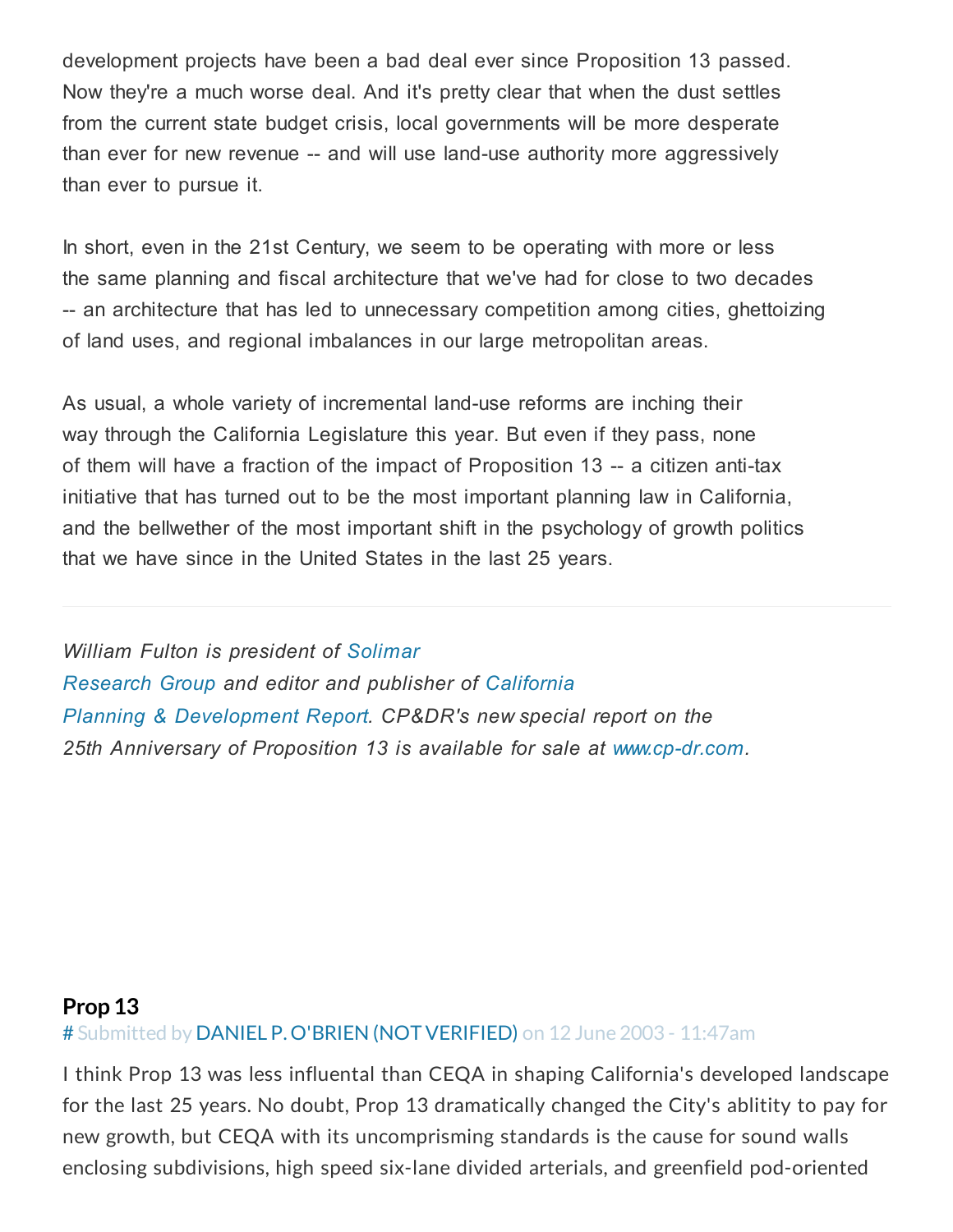development projects have been a bad deal ever since Proposition 13 passed. Now they're a much worse deal. And it's pretty clear that when the dust settles from the current state budget crisis, local governments will be more desperate than ever for new revenue -- and will use land-use authority more aggressively than ever to pursue it.

In short, even in the 21st Century, we seem to be operating with more or less the same planning and fiscal architecture that we've had for close to two decades -- an architecture that has led to unnecessary competition among cities, ghettoizing of land uses, and regional imbalances in our large metropolitan areas.

As usual, a whole variety of incremental land-use reforms are inching their way through the California Legislature this year. But even if they pass, none of them will have a fraction of the impact of Proposition 13 -- a citizen anti-tax initiative that has turned out to be the most important planning law in California, and the bellwether of the most important shift in the psychology of growth politics that we have since in the United States in the last 25 years.

---

*William Fulton is president of Solimar Research Group and editor and publisher of California Planning & Development Report. CP&DR's new special report on the 25th Anniversary of Proposition 13 is available for sale at www.cp-dr.com.*

## Prop 13

# Submitted by DANIEL P. O'BRIEN (NOT VERIFIED) on 12 June 2003 - 11:47am

I think Prop 13 was less influental than CEQA in shaping California's developed landscape for the last 25 years. No doubt, Prop 13 dramatically changed the City's ablitity to pay for new growth, but CEQA with its uncomprimsing standards is the cause for sound walls enclosing subdivisions, high speed six-lane divided arterials, and greenfield pod-oriented